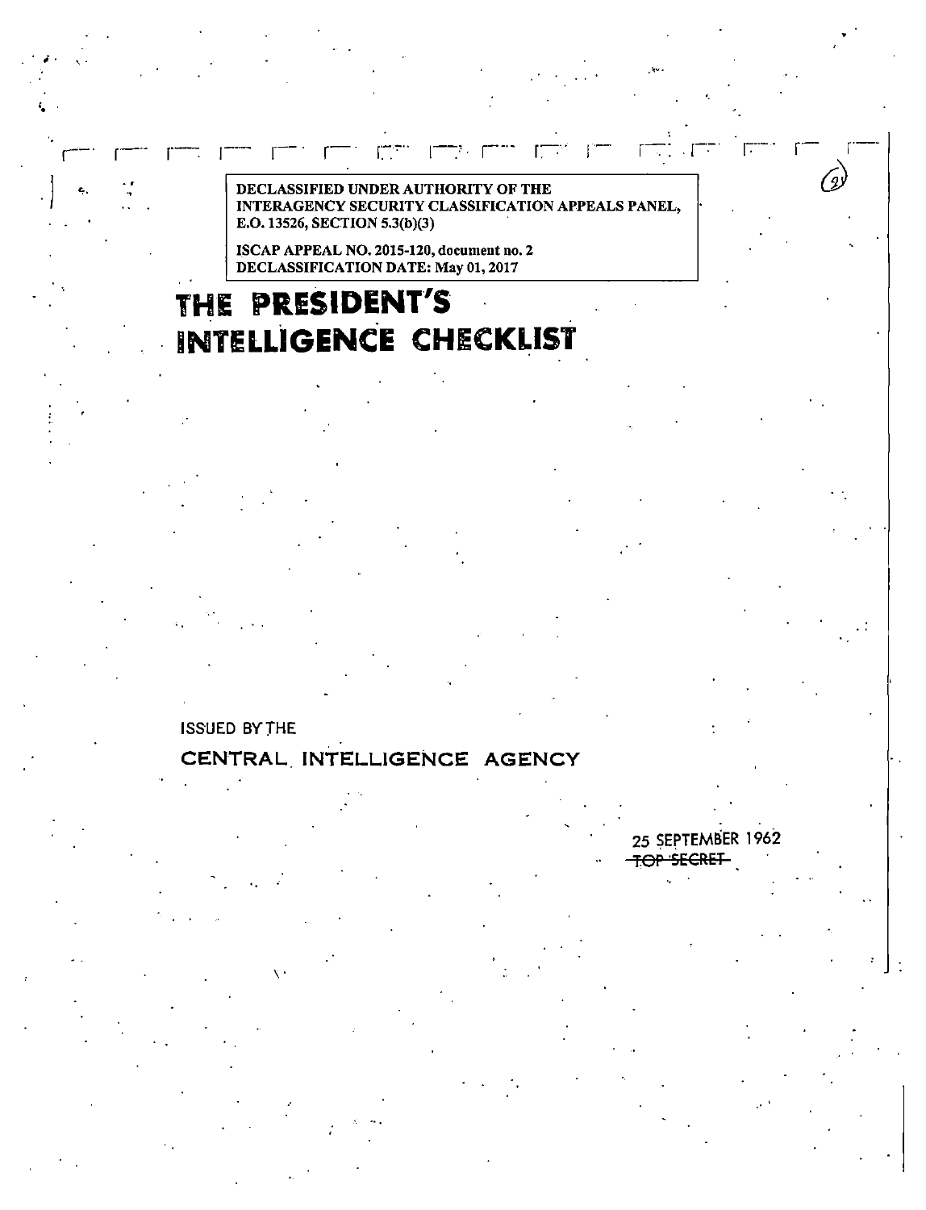DECLASSIFIED UNDER AUTHORITY OF THE INTERAGENCY SECURITY CLASSIFICATION APPEALS PANEL, E.O. 13526, SECTION 5.3(b)(3)

ISCAP APPEAL NO. 2015-120, document no. 2
DECLASSIFICATION DATE: May 01, 2017

# THE PRESIDENT'S INTELLIGENCE CHECKLIST

ISSUED BY THE

CENTRAL INTELLIGENCE AGENCY

25 SEPTEMBER 1962

~~TOP SECRET~~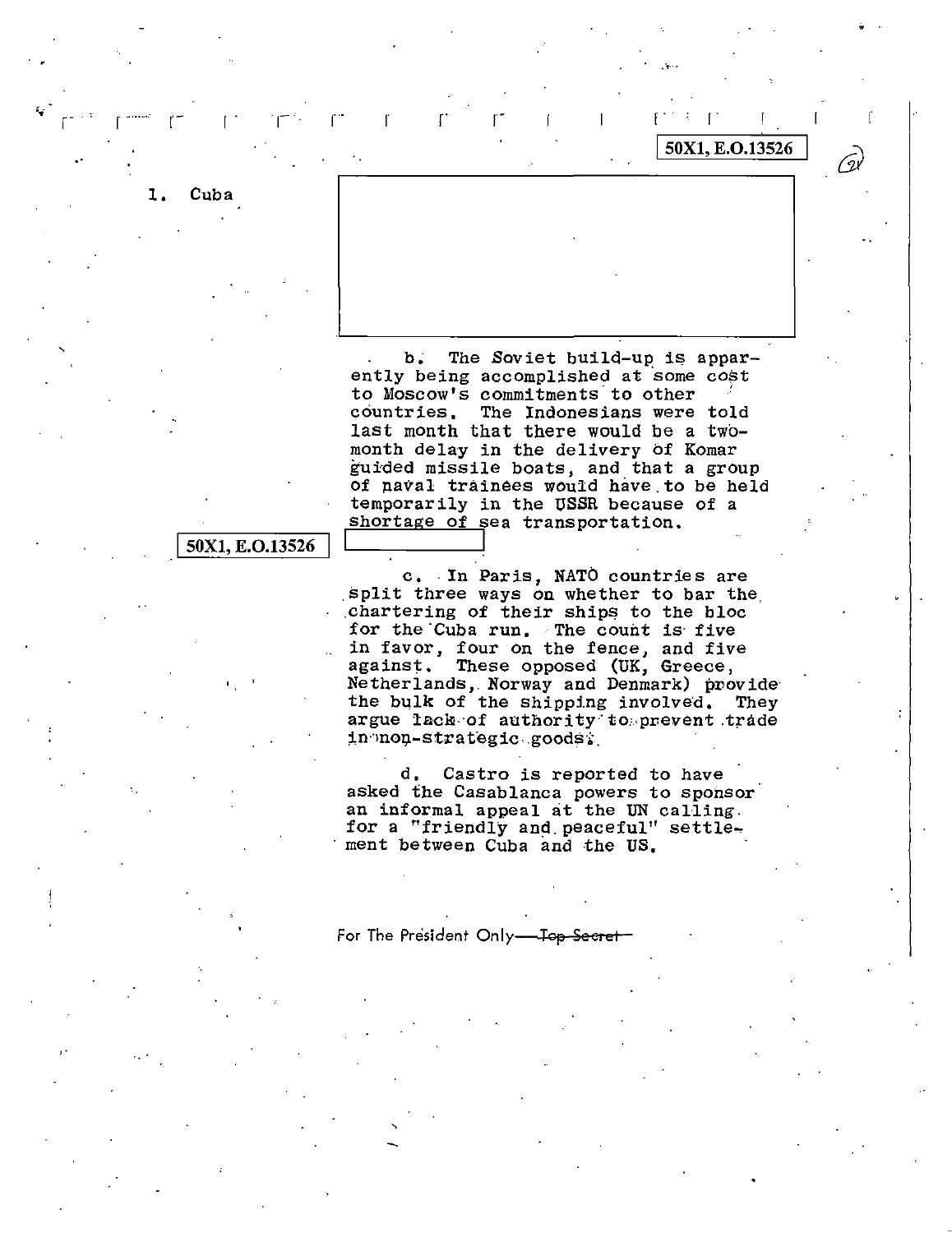50X1, E.O.13526

1. Cuba

b. The Soviet build-up is apparently being accomplished at some cost to Moscow's commitments to other countries. The Indonesians were told last month that there would be a two-month delay in the delivery of Komar guided missile boats, and that a group of naval trainees would have to be held temporarily in the USSR because of a shortage of sea transportation.

50X1, E.O.13526

c. In Paris, NATO countries are split three ways on whether to bar the chartering of their ships to the bloc for the Cuba run. The count is five in favor, four on the fence, and five against. These opposed (UK, Greece, Netherlands, Norway and Denmark) provide the bulk of the shipping involved. They argue lack of authority to prevent trade in non-strategic goods.

d. Castro is reported to have asked the Casablanca powers to sponsor an informal appeal at the UN calling for a "friendly and peaceful" settlement between Cuba and the US.

For The President Only—~~Top Secret~~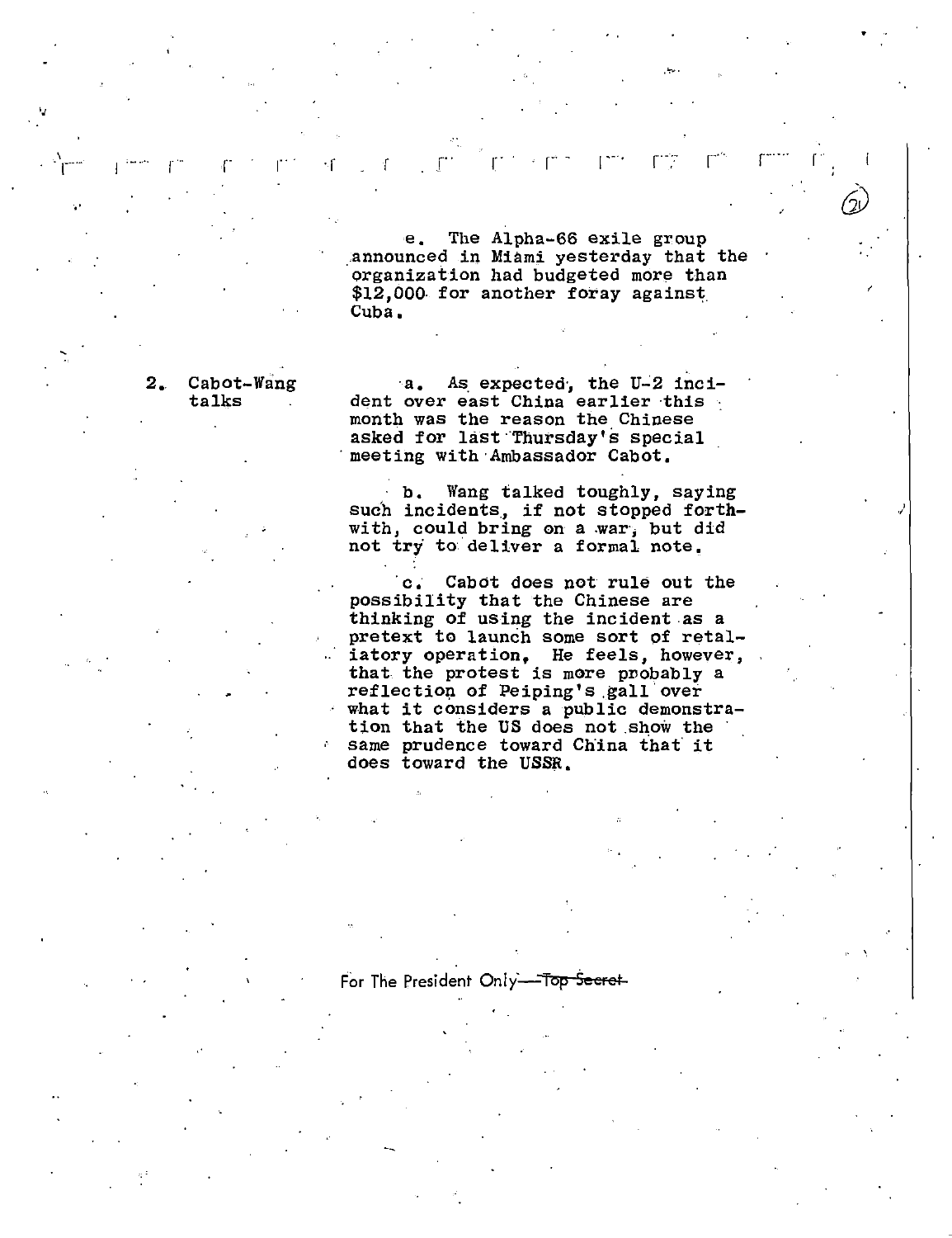e. The Alpha-66 exile group announced in Miami yesterday that the organization had budgeted more than $12,000 for another foray against Cuba.

2. Cabot-Wang talks

a. As expected, the U-2 incident over east China earlier this month was the reason the Chinese asked for last Thursday's special meeting with Ambassador Cabot.

b. Wang talked toughly, saying such incidents, if not stopped forthwith, could bring on a war, but did not try to deliver a formal note.

c. Cabot does not rule out the possibility that the Chinese are thinking of using the incident as a pretext to launch some sort of retaliatory operation. He feels, however, that the protest is more probably a reflection of Peiping's gall over what it considers a public demonstration that the US does not show the same prudence toward China that it does toward the USSR.

For The President Only—~~Top Secret~~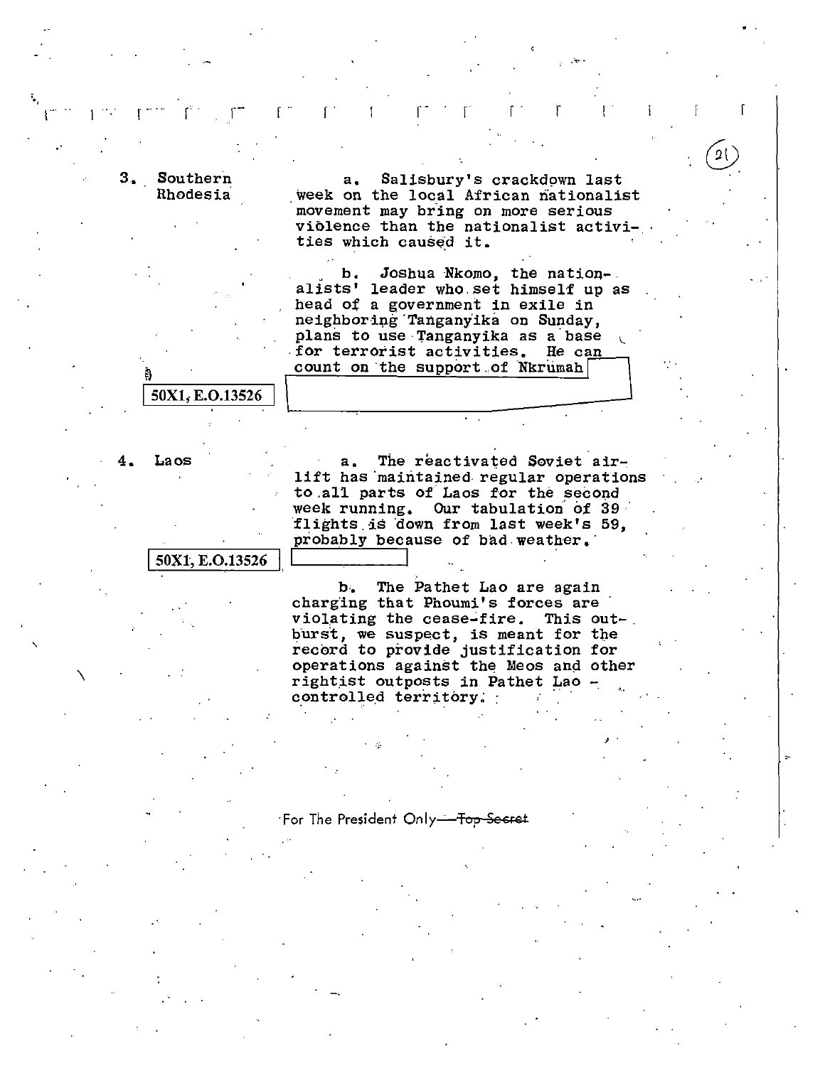3. Southern Rhodesia

a. Salisbury's crackdown last week on the local African nationalist movement may bring on more serious violence than the nationalist activities which caused it.

b. Joshua Nkomo, the nationalists' leader who set himself up as head of a government in exile in neighboring Tanganyika on Sunday, plans to use Tanganyika as a base for terrorist activities. He can count on the support of Nkrumah

50X1, E.O.13526

4. Laos

a. The reactivated Soviet airlift has maintained regular operations to all parts of Laos for the second week running. Our tabulation of 39 flights is down from last week's 59, probably because of bad weather.

50X1, E.O.13526

b. The Pathet Lao are again charging that Phoumi's forces are violating the cease-fire. This outburst, we suspect, is meant for the record to provide justification for operations against the Meos and other rightist outposts in Pathet Lao - controlled territory.

For The President Only—~~Top Secret~~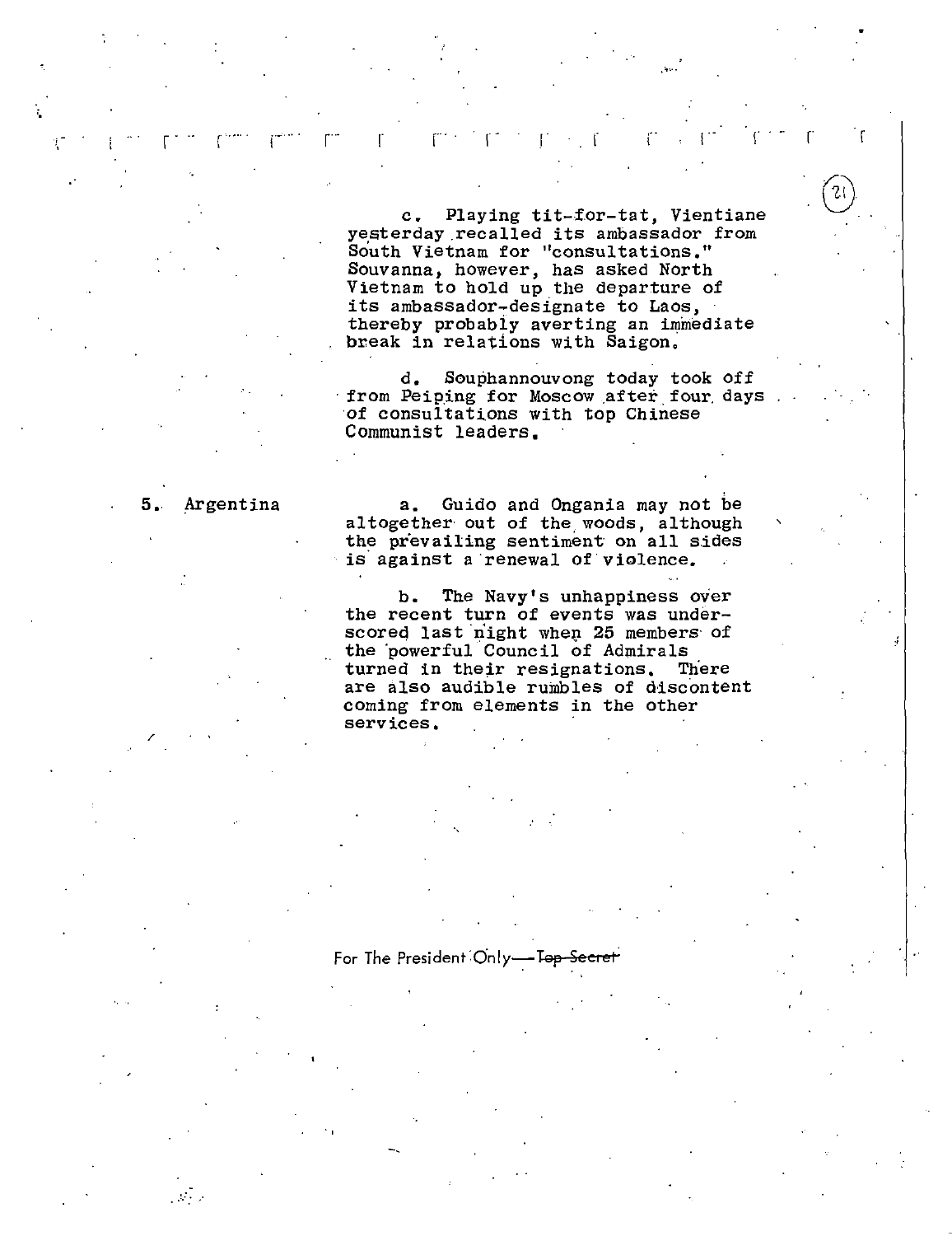c. Playing tit-for-tat, Vientiane yesterday recalled its ambassador from South Vietnam for "consultations." Souvanna, however, has asked North Vietnam to hold up the departure of its ambassador-designate to Laos, thereby probably averting an immediate break in relations with Saigon.

d. Souphannouvong today took off from Peiping for Moscow after four days of consultations with top Chinese Communist leaders.

5. Argentina

a. Guido and Ongania may not be altogether out of the woods, although the prevailing sentiment on all sides is against a renewal of violence.

b. The Navy's unhappiness over the recent turn of events was underscored last night when 25 members of the powerful Council of Admirals turned in their resignations. There are also audible rumbles of discontent coming from elements in the other services.

For The President Only—~~Top Secret~~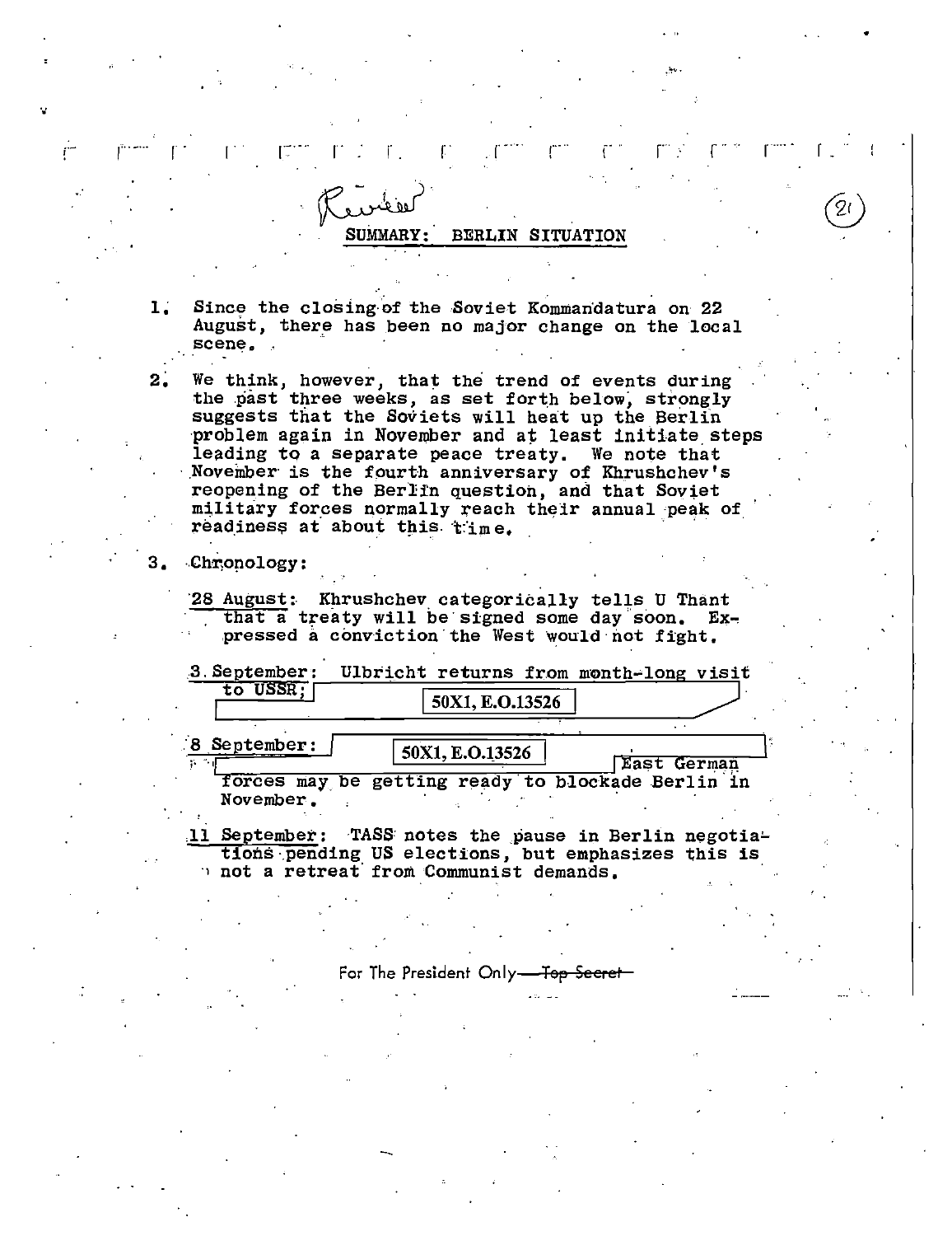Review

(21)

## SUMMARY: BERLIN SITUATION

1. Since the closing of the Soviet Kommandatura on 22 August, there has been no major change on the local scene.

2. We think, however, that the trend of events during the past three weeks, as set forth below, strongly suggests that the Soviets will heat up the Berlin problem again in November and at least initiate steps leading to a separate peace treaty. We note that November is the fourth anniversary of Khrushchev's reopening of the Berlin question, and that Soviet military forces normally reach their annual peak of readiness at about this time.

3. Chronology:

   28 August: Khrushchev categorically tells U Thant that a treaty will be signed some day soon. Expressed a conviction the West would not fight.

   3 September: Ulbricht returns from month-long visit to USSR; [50X1, E.O.13526]

   8 September: [50X1, E.O.13526] East German forces may be getting ready to blockade Berlin in November.

   11 September: TASS notes the pause in Berlin negotiations pending US elections, but emphasizes this is not a retreat from Communist demands.

For The President Only—~~Top Secret~~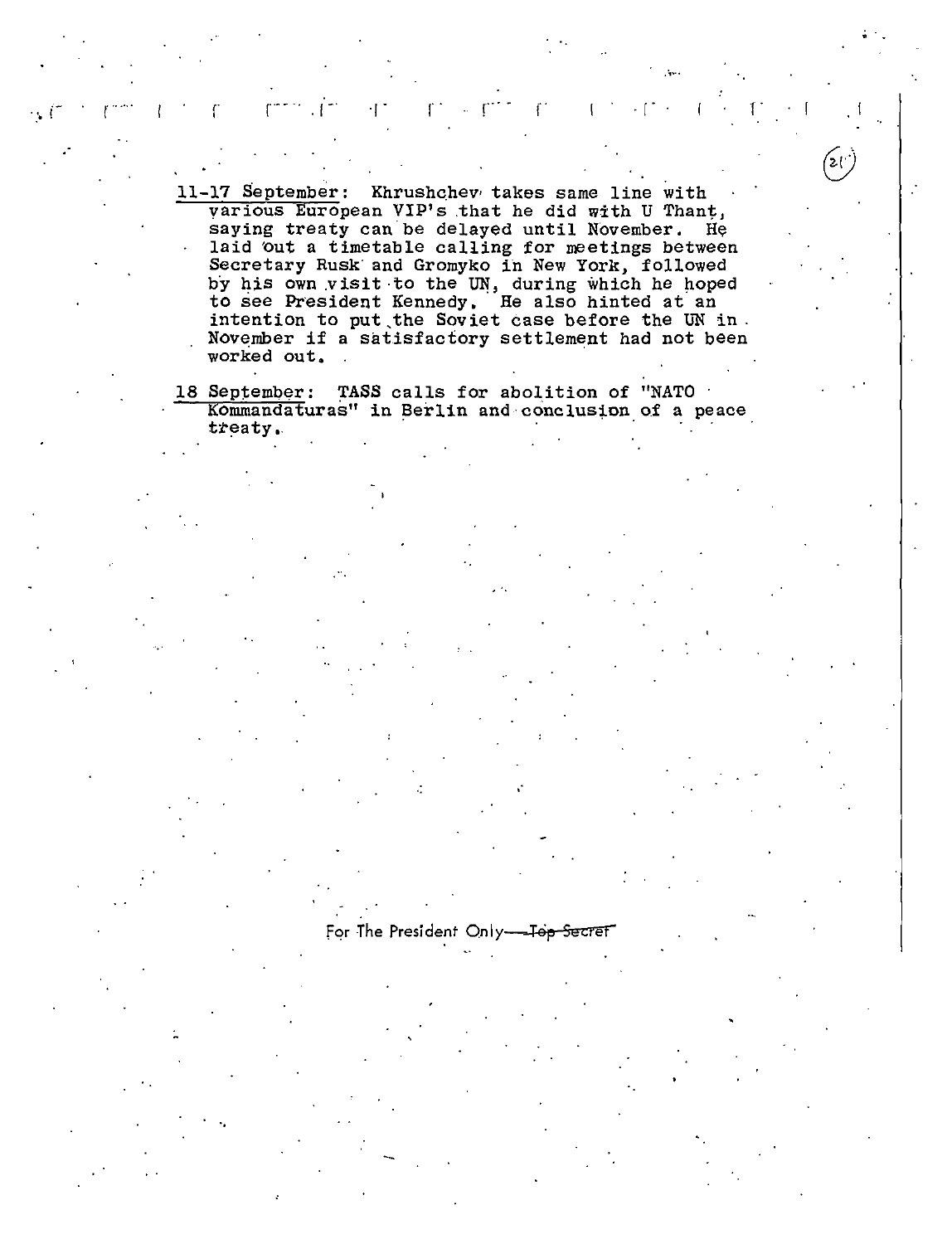11-17 September: Khrushchev takes same line with various European VIP's that he did with U Thant, saying treaty can be delayed until November. He laid out a timetable calling for meetings between Secretary Rusk and Gromyko in New York, followed by his own visit to the UN, during which he hoped to see President Kennedy. He also hinted at an intention to put the Soviet case before the UN in November if a satisfactory settlement had not been worked out.

18 September: TASS calls for abolition of "NATO Kommandaturas" in Berlin and conclusion of a peace treaty.

For The President Only—~~Top Secret~~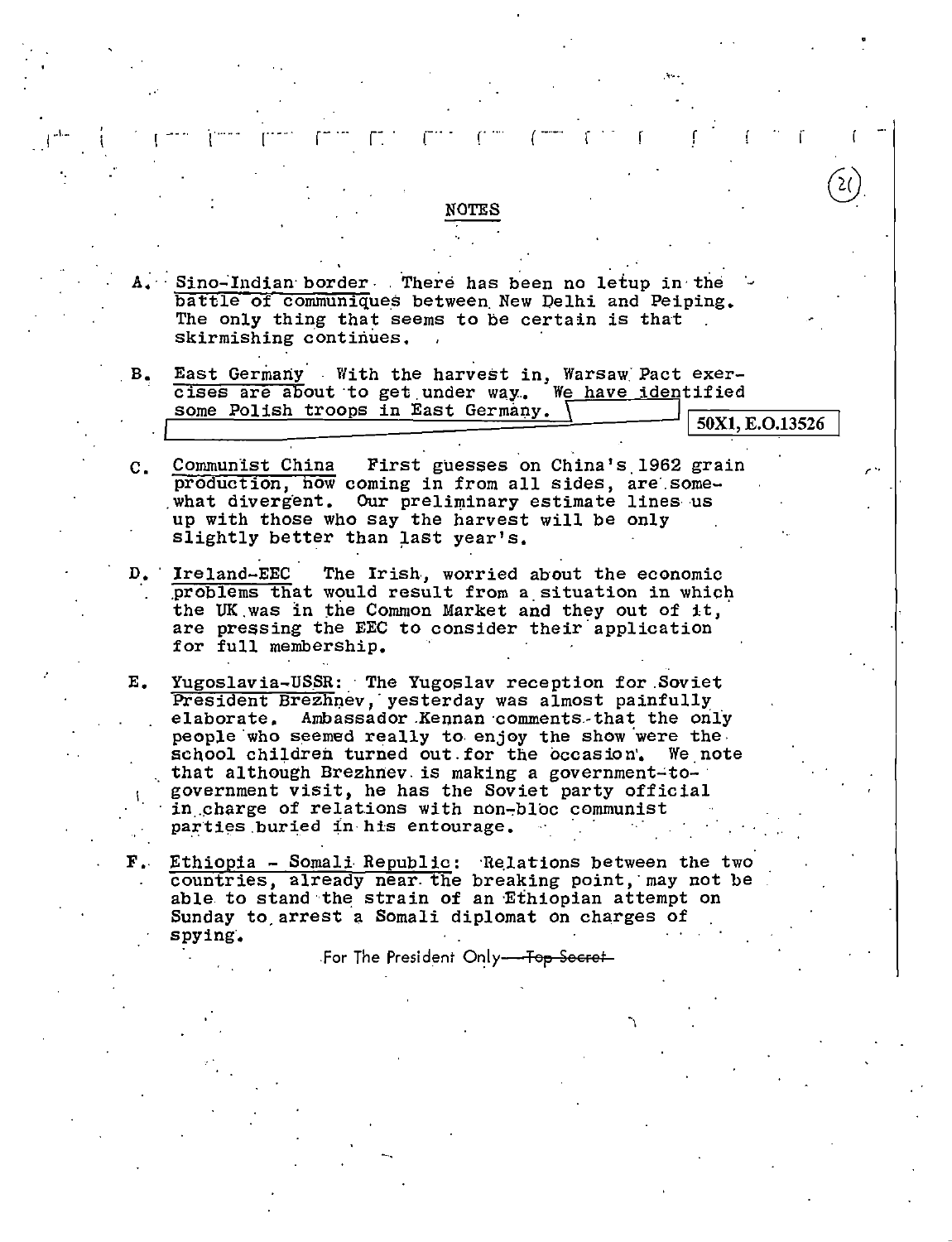## NOTES

A. Sino-Indian border. There has been no letup in the battle of communiques between New Delhi and Peiping. The only thing that seems to be certain is that skirmishing continues.

B. East Germany. With the harvest in, Warsaw Pact exercises are about to get under way. We have identified some Polish troops in East Germany. [redacted] 50X1, E.O.13526

C. Communist China. First guesses on China's 1962 grain production, now coming in from all sides, are somewhat divergent. Our preliminary estimate lines us up with those who say the harvest will be only slightly better than last year's.

D. Ireland-EEC. The Irish, worried about the economic problems that would result from a situation in which the UK was in the Common Market and they out of it, are pressing the EEC to consider their application for full membership.

E. Yugoslavia-USSR: The Yugoslav reception for Soviet President Brezhnev, yesterday was almost painfully elaborate. Ambassador Kennan comments that the only people who seemed really to enjoy the show were the school children turned out for the occasion. We note that although Brezhnev is making a government-to-government visit, he has the Soviet party official in charge of relations with non-bloc communist parties buried in his entourage.

F. Ethiopia - Somali Republic: Relations between the two countries, already near the breaking point, may not be able to stand the strain of an Ethiopian attempt on Sunday to arrest a Somali diplomat on charges of spying.

For The President Only—~~Top Secret~~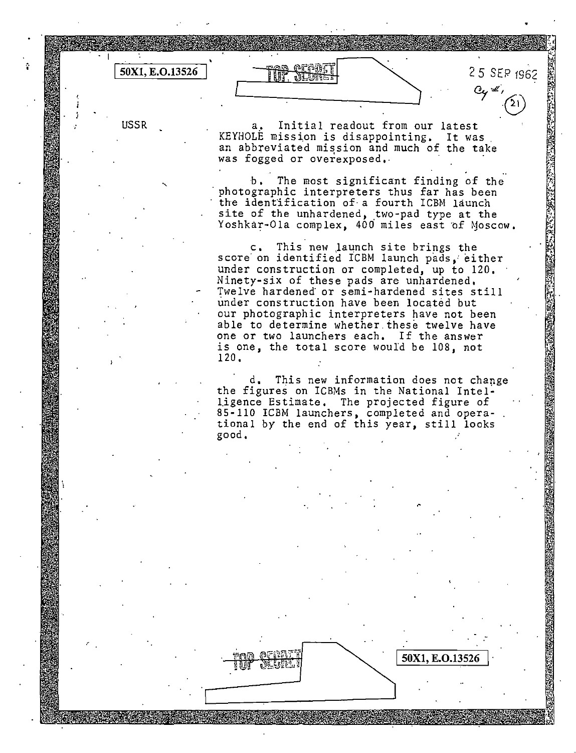50X1, E.O.13526

TOP SECRET

25 SEP 1962

USSR

a. Initial readout from our latest KEYHOLE mission is disappointing. It was an abbreviated mission and much of the take was fogged or overexposed.

b. The most significant finding of the photographic interpreters thus far has been the identification of a fourth ICBM launch site of the unhardened, two-pad type at the Yoshkar-Ola complex, 400 miles east of Moscow.

c. This new launch site brings the score on identified ICBM launch pads, either under construction or completed, up to 120. Ninety-six of these pads are unhardened. Twelve hardened or semi-hardened sites still under construction have been located but our photographic interpreters have not been able to determine whether these twelve have one or two launchers each. If the answer is one, the total score would be 108, not 120.

d. This new information does not change the figures on ICBMs in the National Intelligence Estimate. The projected figure of 85-110 ICBM launchers, completed and operational by the end of this year, still looks good.

TOP SECRET

50X1, E.O.13526